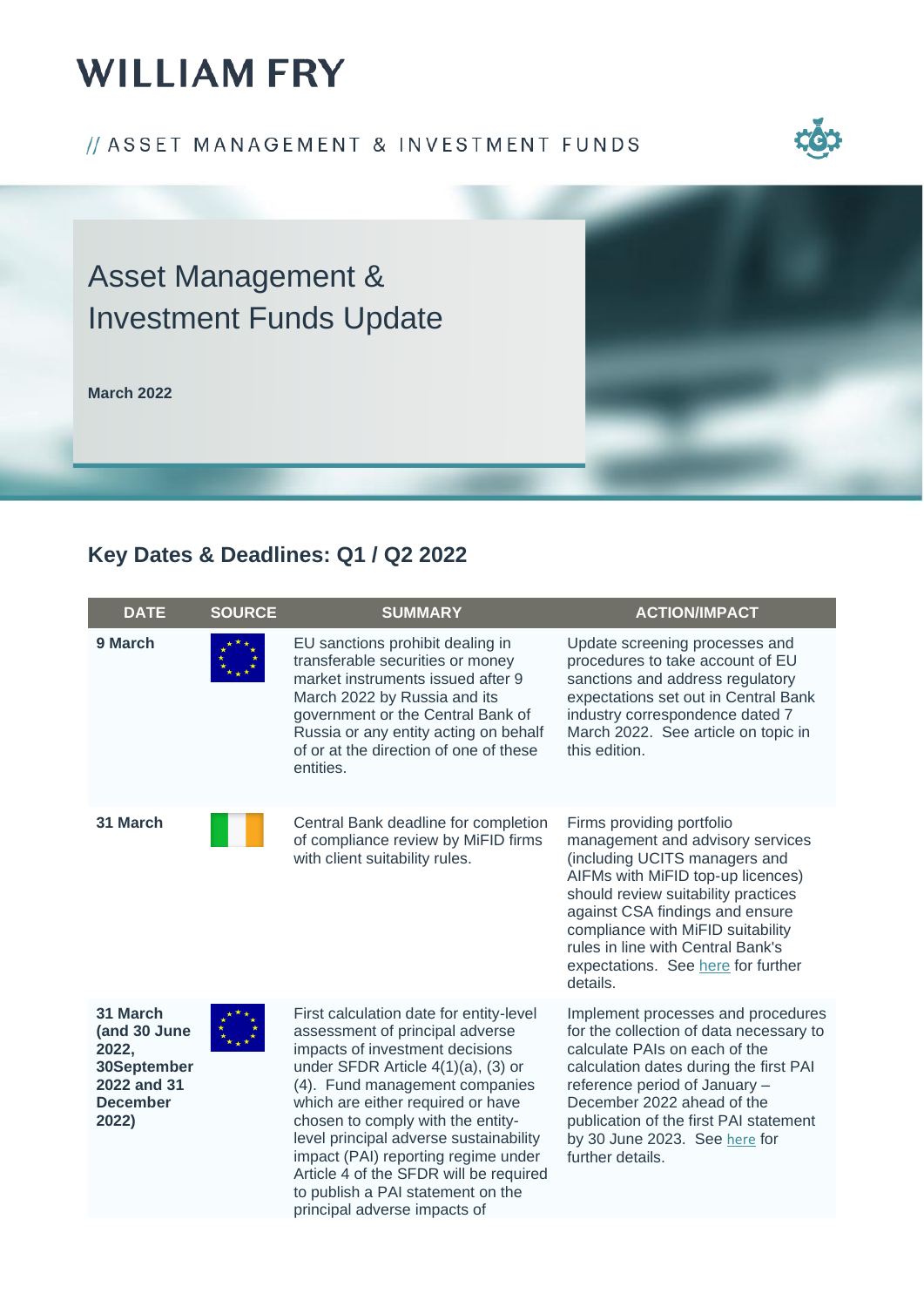# WILLIAM FRY

// ASSET MANAGEMENT & INVESTMENT FUNDS

## Asset Management & Investment Funds Update

**March 2022**

### Key Dates & Deadlines: Q1 / Q2 2022

| DATE | SOURCE | SUMMARY | ACTION/IMPACT |
|---|---|---|---|
| **9 March** | EU | EU sanctions prohibit dealing in transferable securities or money market instruments issued after 9 March 2022 by Russia and its government or the Central Bank of Russia or any entity acting on behalf of or at the direction of one of these entities. | Update screening processes and procedures to take account of EU sanctions and address regulatory expectations set out in Central Bank industry correspondence dated 7 March 2022. See article on topic in this edition. |
| **31 March** | Ireland | Central Bank deadline for completion of compliance review by MiFID firms with client suitability rules. | Firms providing portfolio management and advisory services (including UCITS managers and AIFMs with MiFID top-up licences) should review suitability practices against CSA findings and ensure compliance with MiFID suitability rules in line with Central Bank's expectations. See here for further details. |
| **31 March (and 30 June 2022, 30September 2022 and 31 December 2022)** | EU | First calculation date for entity-level assessment of principal adverse impacts of investment decisions under SFDR Article 4(1)(a), (3) or (4). Fund management companies which are either required or have chosen to comply with the entity-level principal adverse sustainability impact (PAI) reporting regime under Article 4 of the SFDR will be required to publish a PAI statement on the principal adverse impacts of | Implement processes and procedures for the collection of data necessary to calculate PAIs on each of the calculation dates during the first PAI reference period of January – December 2022 ahead of the publication of the first PAI statement by 30 June 2023. See here for further details. |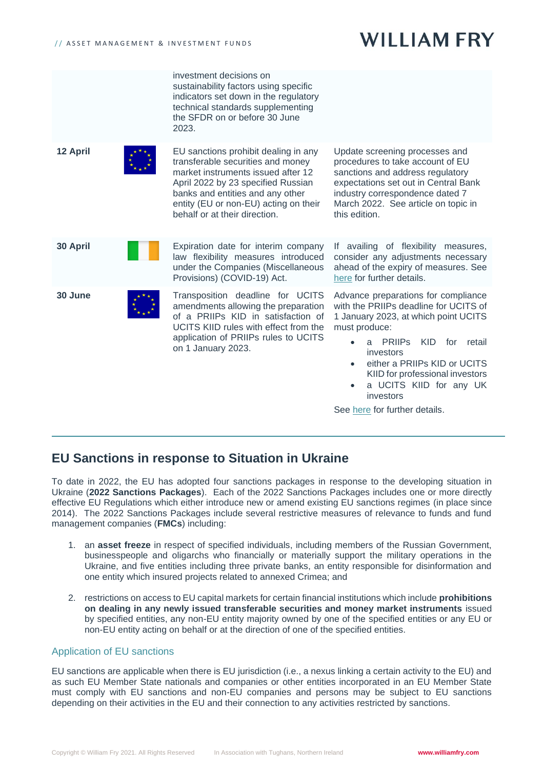| | | | |
|---|---|---|---|
| | | investment decisions on sustainability factors using specific indicators set down in the regulatory technical standards supplementing the SFDR on or before 30 June 2023. | |
| **12 April** | | EU sanctions prohibit dealing in any transferable securities and money market instruments issued after 12 April 2022 by 23 specified Russian banks and entities and any other entity (EU or non-EU) acting on their behalf or at their direction. | Update screening processes and procedures to take account of EU sanctions and address regulatory expectations set out in Central Bank industry correspondence dated 7 March 2022. See article on topic in this edition. |
| **30 April** | | Expiration date for interim company law flexibility measures introduced under the Companies (Miscellaneous Provisions) (COVID-19) Act. | If availing of flexibility measures, consider any adjustments necessary ahead of the expiry of measures. See here for further details. |
| **30 June** | | Transposition deadline for UCITS amendments allowing the preparation of a PRIIPs KID in satisfaction of UCITS KIID rules with effect from the application of PRIIPs rules to UCITS on 1 January 2023. | Advance preparations for compliance with the PRIIPs deadline for UCITS of 1 January 2023, at which point UCITS must produce:<br>• a PRIIPs KID for retail investors<br>• either a PRIIPs KID or UCITS KIID for professional investors<br>• a UCITS KIID for any UK investors<br>See here for further details. |

## EU Sanctions in response to Situation in Ukraine

To date in 2022, the EU has adopted four sanctions packages in response to the developing situation in Ukraine (**2022 Sanctions Packages**). Each of the 2022 Sanctions Packages includes one or more directly effective EU Regulations which either introduce new or amend existing EU sanctions regimes (in place since 2014). The 2022 Sanctions Packages include several restrictive measures of relevance to funds and fund management companies (**FMCs**) including:

1. an **asset freeze** in respect of specified individuals, including members of the Russian Government, businesspeople and oligarchs who financially or materially support the military operations in the Ukraine, and five entities including three private banks, an entity responsible for disinformation and one entity which insured projects related to annexed Crimea; and

2. restrictions on access to EU capital markets for certain financial institutions which include **prohibitions on dealing in any newly issued transferable securities and money market instruments** issued by specified entities, any non-EU entity majority owned by one of the specified entities or any EU or non-EU entity acting on behalf or at the direction of one of the specified entities.

### Application of EU sanctions

EU sanctions are applicable when there is EU jurisdiction (i.e., a nexus linking a certain activity to the EU) and as such EU Member State nationals and companies or other entities incorporated in an EU Member State must comply with EU sanctions and non-EU companies and persons may be subject to EU sanctions depending on their activities in the EU and their connection to any activities restricted by sanctions.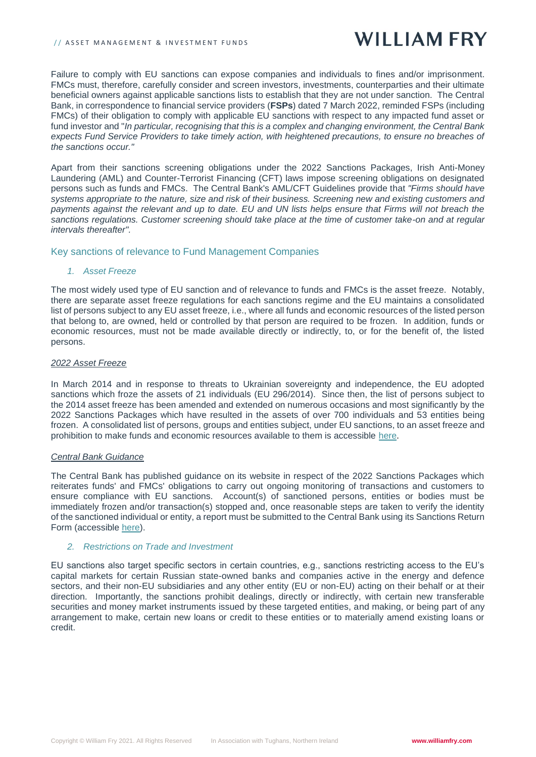Failure to comply with EU sanctions can expose companies and individuals to fines and/or imprisonment. FMCs must, therefore, carefully consider and screen investors, investments, counterparties and their ultimate beneficial owners against applicable sanctions lists to establish that they are not under sanction. The Central Bank, in correspondence to financial service providers (**FSPs**) dated 7 March 2022, reminded FSPs (including FMCs) of their obligation to comply with applicable EU sanctions with respect to any impacted fund asset or fund investor and "*In particular, recognising that this is a complex and changing environment, the Central Bank expects Fund Service Providers to take timely action, with heightened precautions, to ensure no breaches of the sanctions occur."*

Apart from their sanctions screening obligations under the 2022 Sanctions Packages, Irish Anti-Money Laundering (AML) and Counter-Terrorist Financing (CFT) laws impose screening obligations on designated persons such as funds and FMCs. The Central Bank's AML/CFT Guidelines provide that *"Firms should have systems appropriate to the nature, size and risk of their business. Screening new and existing customers and payments against the relevant and up to date. EU and UN lists helps ensure that Firms will not breach the sanctions regulations. Customer screening should take place at the time of customer take-on and at regular intervals thereafter".*

## Key sanctions of relevance to Fund Management Companies

### *1. Asset Freeze*

The most widely used type of EU sanction and of relevance to funds and FMCs is the asset freeze. Notably, there are separate asset freeze regulations for each sanctions regime and the EU maintains a consolidated list of persons subject to any EU asset freeze, i.e., where all funds and economic resources of the listed person that belong to, are owned, held or controlled by that person are required to be frozen. In addition, funds or economic resources, must not be made available directly or indirectly, to, or for the benefit of, the listed persons.

*2022 Asset Freeze*

In March 2014 and in response to threats to Ukrainian sovereignty and independence, the EU adopted sanctions which froze the assets of 21 individuals (EU 296/2014). Since then, the list of persons subject to the 2014 asset freeze has been amended and extended on numerous occasions and most significantly by the 2022 Sanctions Packages which have resulted in the assets of over 700 individuals and 53 entities being frozen. A consolidated list of persons, groups and entities subject, under EU sanctions, to an asset freeze and prohibition to make funds and economic resources available to them is accessible here.

*Central Bank Guidance*

The Central Bank has published guidance on its website in respect of the 2022 Sanctions Packages which reiterates funds' and FMCs' obligations to carry out ongoing monitoring of transactions and customers to ensure compliance with EU sanctions. Account(s) of sanctioned persons, entities or bodies must be immediately frozen and/or transaction(s) stopped and, once reasonable steps are taken to verify the identity of the sanctioned individual or entity, a report must be submitted to the Central Bank using its Sanctions Return Form (accessible here).

### *2. Restrictions on Trade and Investment*

EU sanctions also target specific sectors in certain countries, e.g., sanctions restricting access to the EU's capital markets for certain Russian state-owned banks and companies active in the energy and defence sectors, and their non-EU subsidiaries and any other entity (EU or non-EU) acting on their behalf or at their direction. Importantly, the sanctions prohibit dealings, directly or indirectly, with certain new transferable securities and money market instruments issued by these targeted entities, and making, or being part of any arrangement to make, certain new loans or credit to these entities or to materially amend existing loans or credit.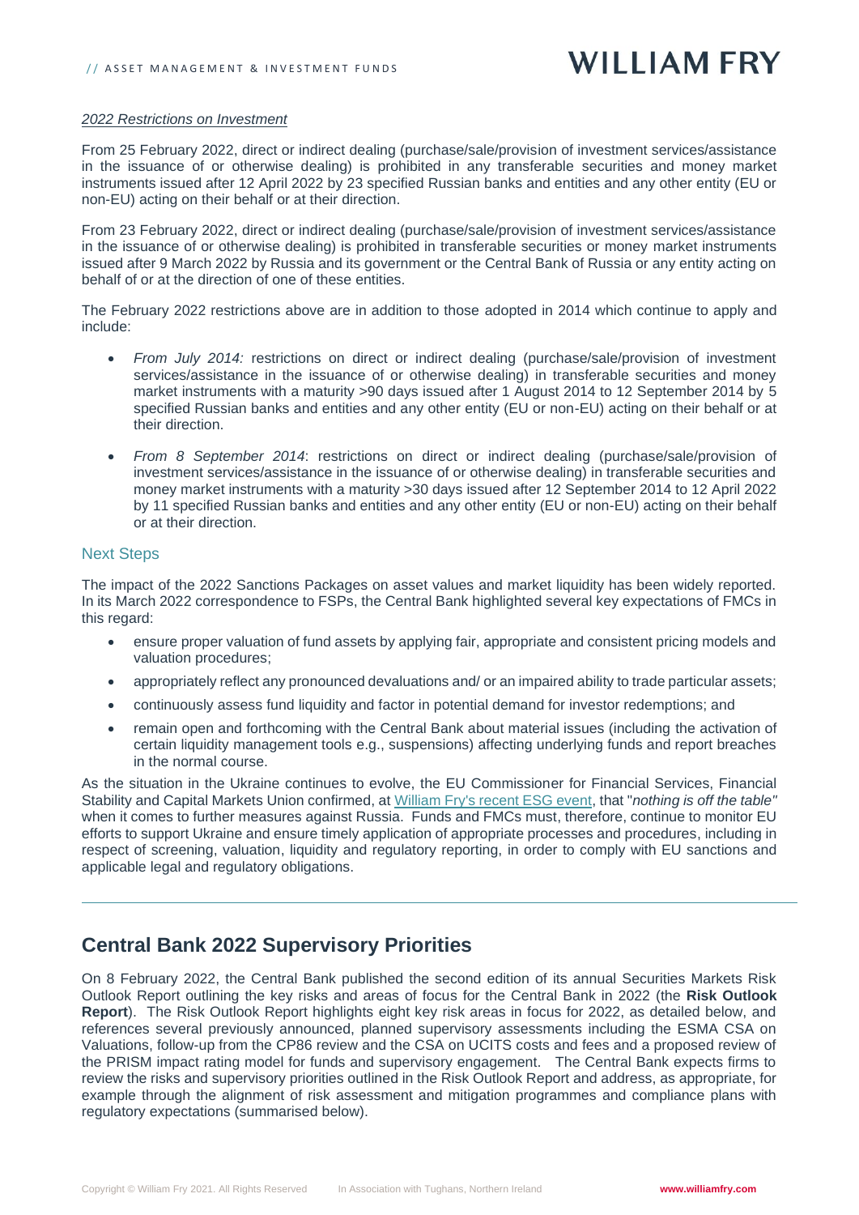*2022 Restrictions on Investment*

From 25 February 2022, direct or indirect dealing (purchase/sale/provision of investment services/assistance in the issuance of or otherwise dealing) is prohibited in any transferable securities and money market instruments issued after 12 April 2022 by 23 specified Russian banks and entities and any other entity (EU or non-EU) acting on their behalf or at their direction.

From 23 February 2022, direct or indirect dealing (purchase/sale/provision of investment services/assistance in the issuance of or otherwise dealing) is prohibited in transferable securities or money market instruments issued after 9 March 2022 by Russia and its government or the Central Bank of Russia or any entity acting on behalf of or at the direction of one of these entities.

The February 2022 restrictions above are in addition to those adopted in 2014 which continue to apply and include:

- *From July 2014:* restrictions on direct or indirect dealing (purchase/sale/provision of investment services/assistance in the issuance of or otherwise dealing) in transferable securities and money market instruments with a maturity >90 days issued after 1 August 2014 to 12 September 2014 by 5 specified Russian banks and entities and any other entity (EU or non-EU) acting on their behalf or at their direction.
- *From 8 September 2014*: restrictions on direct or indirect dealing (purchase/sale/provision of investment services/assistance in the issuance of or otherwise dealing) in transferable securities and money market instruments with a maturity >30 days issued after 12 September 2014 to 12 April 2022 by 11 specified Russian banks and entities and any other entity (EU or non-EU) acting on their behalf or at their direction.

### Next Steps

The impact of the 2022 Sanctions Packages on asset values and market liquidity has been widely reported. In its March 2022 correspondence to FSPs, the Central Bank highlighted several key expectations of FMCs in this regard:

- ensure proper valuation of fund assets by applying fair, appropriate and consistent pricing models and valuation procedures;
- appropriately reflect any pronounced devaluations and/ or an impaired ability to trade particular assets;
- continuously assess fund liquidity and factor in potential demand for investor redemptions; and
- remain open and forthcoming with the Central Bank about material issues (including the activation of certain liquidity management tools e.g., suspensions) affecting underlying funds and report breaches in the normal course.

As the situation in the Ukraine continues to evolve, the EU Commissioner for Financial Services, Financial Stability and Capital Markets Union confirmed, at William Fry's recent ESG event, that "*nothing is off the table"* when it comes to further measures against Russia. Funds and FMCs must, therefore, continue to monitor EU efforts to support Ukraine and ensure timely application of appropriate processes and procedures, including in respect of screening, valuation, liquidity and regulatory reporting, in order to comply with EU sanctions and applicable legal and regulatory obligations.

## Central Bank 2022 Supervisory Priorities

On 8 February 2022, the Central Bank published the second edition of its annual Securities Markets Risk Outlook Report outlining the key risks and areas of focus for the Central Bank in 2022 (the **Risk Outlook Report**). The Risk Outlook Report highlights eight key risk areas in focus for 2022, as detailed below, and references several previously announced, planned supervisory assessments including the ESMA CSA on Valuations, follow-up from the CP86 review and the CSA on UCITS costs and fees and a proposed review of the PRISM impact rating model for funds and supervisory engagement. The Central Bank expects firms to review the risks and supervisory priorities outlined in the Risk Outlook Report and address, as appropriate, for example through the alignment of risk assessment and mitigation programmes and compliance plans with regulatory expectations (summarised below).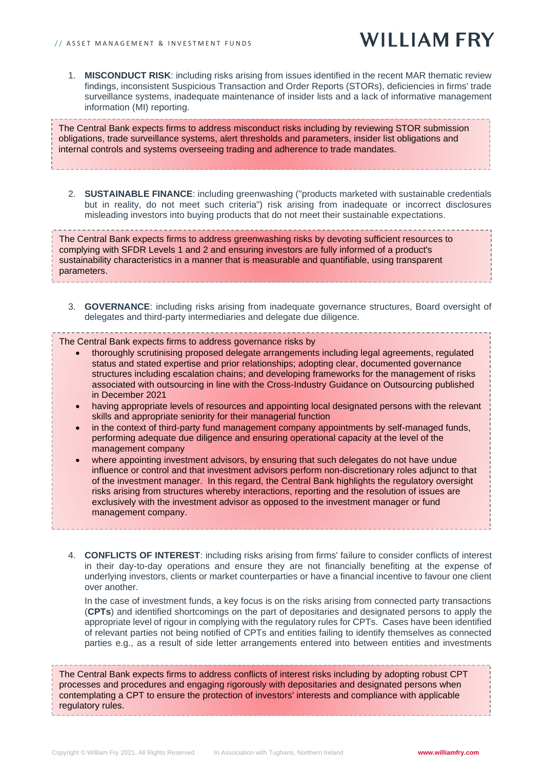1. **MISCONDUCT RISK**: including risks arising from issues identified in the recent MAR thematic review findings, inconsistent Suspicious Transaction and Order Reports (STORs), deficiencies in firms' trade surveillance systems, inadequate maintenance of insider lists and a lack of informative management information (MI) reporting.

> The Central Bank expects firms to address misconduct risks including by reviewing STOR submission obligations, trade surveillance systems, alert thresholds and parameters, insider list obligations and internal controls and systems overseeing trading and adherence to trade mandates.

2. **SUSTAINABLE FINANCE**: including greenwashing ("products marketed with sustainable credentials but in reality, do not meet such criteria") risk arising from inadequate or incorrect disclosures misleading investors into buying products that do not meet their sustainable expectations.

> The Central Bank expects firms to address greenwashing risks by devoting sufficient resources to complying with SFDR Levels 1 and 2 and ensuring investors are fully informed of a product's sustainability characteristics in a manner that is measurable and quantifiable, using transparent parameters.

3. **GOVERNANCE**: including risks arising from inadequate governance structures, Board oversight of delegates and third-party intermediaries and delegate due diligence.

> The Central Bank expects firms to address governance risks by
>
> - thoroughly scrutinising proposed delegate arrangements including legal agreements, regulated status and stated expertise and prior relationships; adopting clear, documented governance structures including escalation chains; and developing frameworks for the management of risks associated with outsourcing in line with the Cross-Industry Guidance on Outsourcing published in December 2021
> - having appropriate levels of resources and appointing local designated persons with the relevant skills and appropriate seniority for their managerial function
> - in the context of third-party fund management company appointments by self-managed funds, performing adequate due diligence and ensuring operational capacity at the level of the management company
> - where appointing investment advisors, by ensuring that such delegates do not have undue influence or control and that investment advisors perform non-discretionary roles adjunct to that of the investment manager. In this regard, the Central Bank highlights the regulatory oversight risks arising from structures whereby interactions, reporting and the resolution of issues are exclusively with the investment advisor as opposed to the investment manager or fund management company.

4. **CONFLICTS OF INTEREST**: including risks arising from firms' failure to consider conflicts of interest in their day-to-day operations and ensure they are not financially benefiting at the expense of underlying investors, clients or market counterparties or have a financial incentive to favour one client over another.

   In the case of investment funds, a key focus is on the risks arising from connected party transactions (**CPTs**) and identified shortcomings on the part of depositaries and designated persons to apply the appropriate level of rigour in complying with the regulatory rules for CPTs. Cases have been identified of relevant parties not being notified of CPTs and entities failing to identify themselves as connected parties e.g., as a result of side letter arrangements entered into between entities and investments

> The Central Bank expects firms to address conflicts of interest risks including by adopting robust CPT processes and procedures and engaging rigorously with depositaries and designated persons when contemplating a CPT to ensure the protection of investors' interests and compliance with applicable regulatory rules.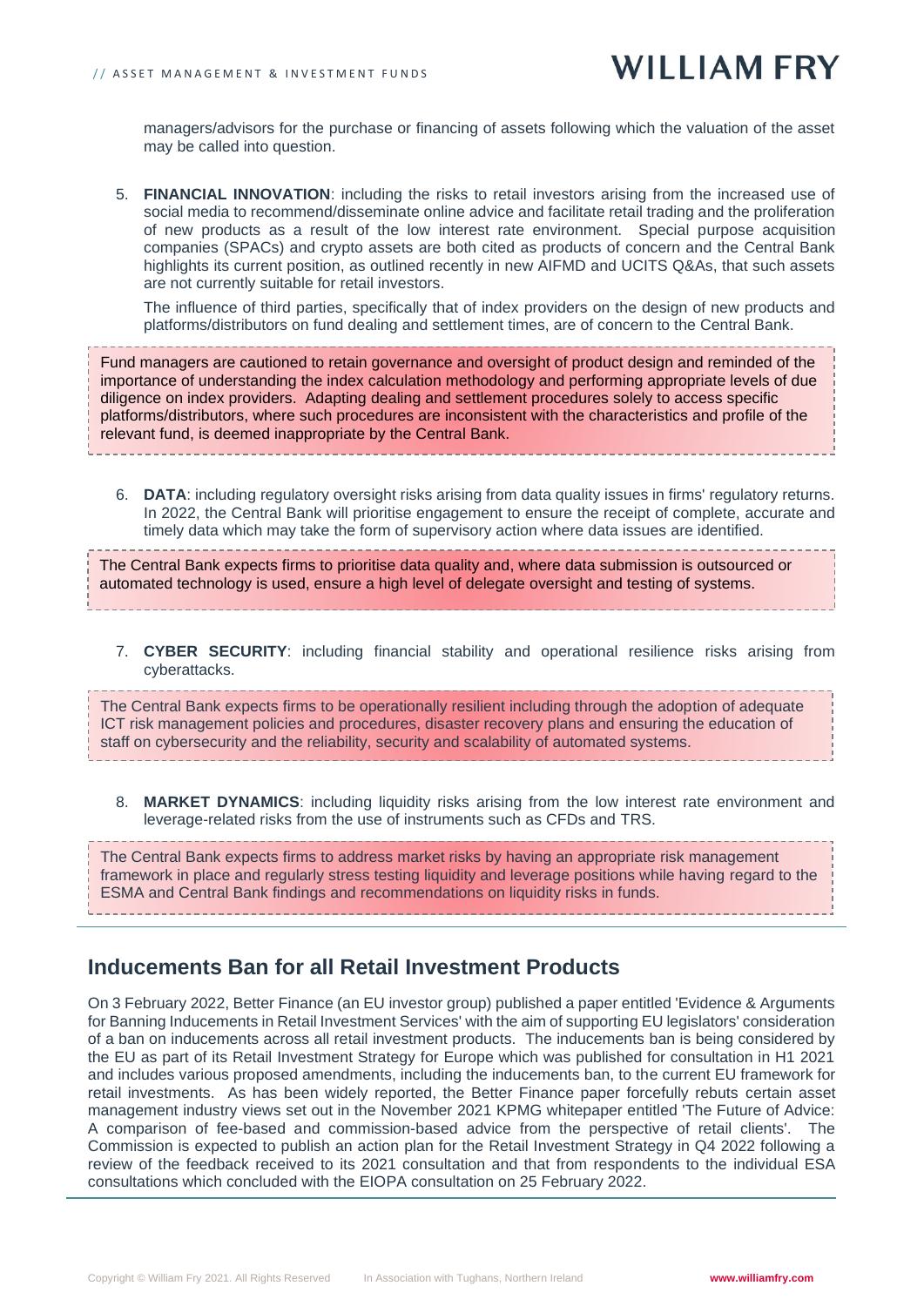managers/advisors for the purchase or financing of assets following which the valuation of the asset may be called into question.

5. **FINANCIAL INNOVATION**: including the risks to retail investors arising from the increased use of social media to recommend/disseminate online advice and facilitate retail trading and the proliferation of new products as a result of the low interest rate environment. Special purpose acquisition companies (SPACs) and crypto assets are both cited as products of concern and the Central Bank highlights its current position, as outlined recently in new AIFMD and UCITS Q&As, that such assets are not currently suitable for retail investors.

   The influence of third parties, specifically that of index providers on the design of new products and platforms/distributors on fund dealing and settlement times, are of concern to the Central Bank.

> Fund managers are cautioned to retain governance and oversight of product design and reminded of the importance of understanding the index calculation methodology and performing appropriate levels of due diligence on index providers. Adapting dealing and settlement procedures solely to access specific platforms/distributors, where such procedures are inconsistent with the characteristics and profile of the relevant fund, is deemed inappropriate by the Central Bank.

6. **DATA**: including regulatory oversight risks arising from data quality issues in firms' regulatory returns. In 2022, the Central Bank will prioritise engagement to ensure the receipt of complete, accurate and timely data which may take the form of supervisory action where data issues are identified.

> The Central Bank expects firms to prioritise data quality and, where data submission is outsourced or automated technology is used, ensure a high level of delegate oversight and testing of systems.

7. **CYBER SECURITY**: including financial stability and operational resilience risks arising from cyberattacks.

> The Central Bank expects firms to be operationally resilient including through the adoption of adequate ICT risk management policies and procedures, disaster recovery plans and ensuring the education of staff on cybersecurity and the reliability, security and scalability of automated systems.

8. **MARKET DYNAMICS**: including liquidity risks arising from the low interest rate environment and leverage-related risks from the use of instruments such as CFDs and TRS.

> The Central Bank expects firms to address market risks by having an appropriate risk management framework in place and regularly stress testing liquidity and leverage positions while having regard to the ESMA and Central Bank findings and recommendations on liquidity risks in funds.

## Inducements Ban for all Retail Investment Products

On 3 February 2022, Better Finance (an EU investor group) published a paper entitled 'Evidence & Arguments for Banning Inducements in Retail Investment Services' with the aim of supporting EU legislators' consideration of a ban on inducements across all retail investment products. The inducements ban is being considered by the EU as part of its Retail Investment Strategy for Europe which was published for consultation in H1 2021 and includes various proposed amendments, including the inducements ban, to the current EU framework for retail investments. As has been widely reported, the Better Finance paper forcefully rebuts certain asset management industry views set out in the November 2021 KPMG whitepaper entitled 'The Future of Advice: A comparison of fee-based and commission-based advice from the perspective of retail clients'. The Commission is expected to publish an action plan for the Retail Investment Strategy in Q4 2022 following a review of the feedback received to its 2021 consultation and that from respondents to the individual ESA consultations which concluded with the EIOPA consultation on 25 February 2022.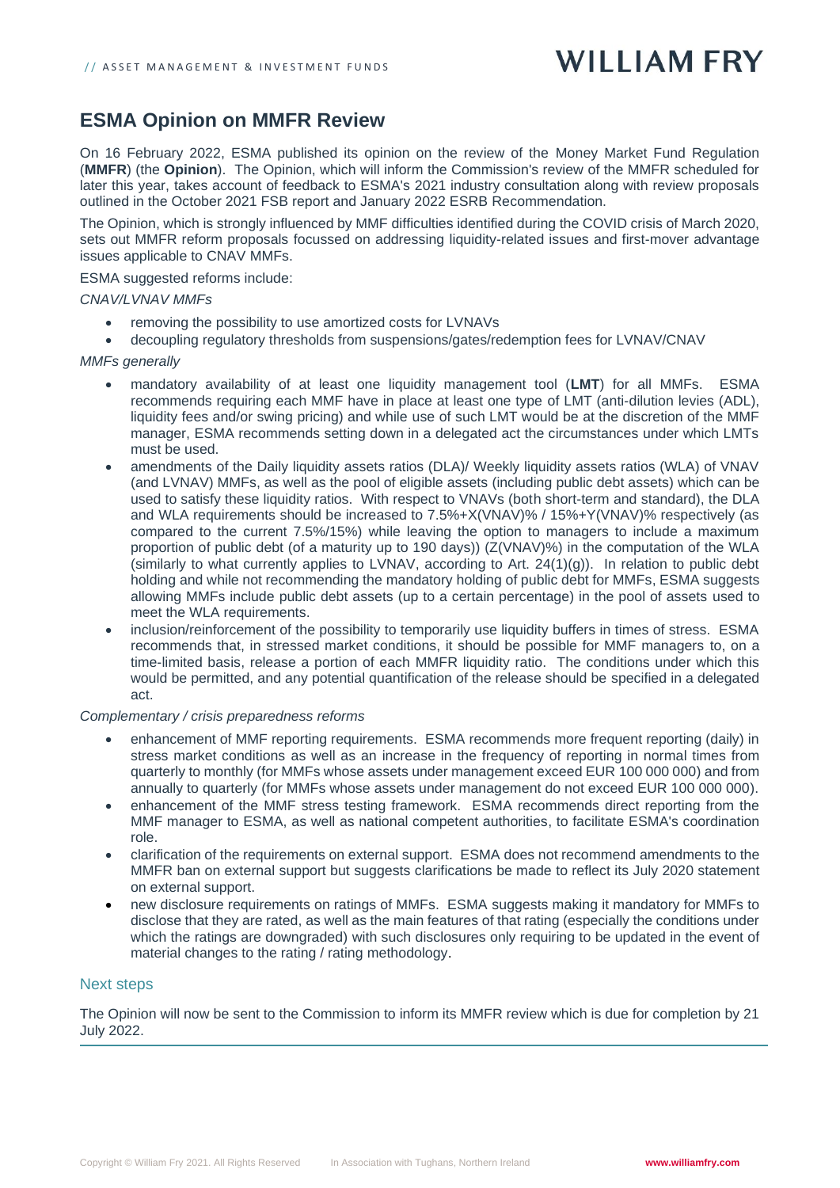## ESMA Opinion on MMFR Review

On 16 February 2022, ESMA published its opinion on the review of the Money Market Fund Regulation (**MMFR**) (the **Opinion**). The Opinion, which will inform the Commission's review of the MMFR scheduled for later this year, takes account of feedback to ESMA's 2021 industry consultation along with review proposals outlined in the October 2021 FSB report and January 2022 ESRB Recommendation.

The Opinion, which is strongly influenced by MMF difficulties identified during the COVID crisis of March 2020, sets out MMFR reform proposals focussed on addressing liquidity-related issues and first-mover advantage issues applicable to CNAV MMFs.

ESMA suggested reforms include:

*CNAV/LVNAV MMFs*

- removing the possibility to use amortized costs for LVNAVs
- decoupling regulatory thresholds from suspensions/gates/redemption fees for LVNAV/CNAV

*MMFs generally*

- mandatory availability of at least one liquidity management tool (**LMT**) for all MMFs. ESMA recommends requiring each MMF have in place at least one type of LMT (anti-dilution levies (ADL), liquidity fees and/or swing pricing) and while use of such LMT would be at the discretion of the MMF manager, ESMA recommends setting down in a delegated act the circumstances under which LMTs must be used.
- amendments of the Daily liquidity assets ratios (DLA)/ Weekly liquidity assets ratios (WLA) of VNAV (and LVNAV) MMFs, as well as the pool of eligible assets (including public debt assets) which can be used to satisfy these liquidity ratios. With respect to VNAVs (both short-term and standard), the DLA and WLA requirements should be increased to 7.5%+X(VNAV)% / 15%+Y(VNAV)% respectively (as compared to the current 7.5%/15%) while leaving the option to managers to include a maximum proportion of public debt (of a maturity up to 190 days)) (Z(VNAV)%) in the computation of the WLA (similarly to what currently applies to LVNAV, according to Art. 24(1)(g)). In relation to public debt holding and while not recommending the mandatory holding of public debt for MMFs, ESMA suggests allowing MMFs include public debt assets (up to a certain percentage) in the pool of assets used to meet the WLA requirements.
- inclusion/reinforcement of the possibility to temporarily use liquidity buffers in times of stress. ESMA recommends that, in stressed market conditions, it should be possible for MMF managers to, on a time-limited basis, release a portion of each MMFR liquidity ratio. The conditions under which this would be permitted, and any potential quantification of the release should be specified in a delegated act.

*Complementary / crisis preparedness reforms*

- enhancement of MMF reporting requirements. ESMA recommends more frequent reporting (daily) in stress market conditions as well as an increase in the frequency of reporting in normal times from quarterly to monthly (for MMFs whose assets under management exceed EUR 100 000 000) and from annually to quarterly (for MMFs whose assets under management do not exceed EUR 100 000 000).
- enhancement of the MMF stress testing framework. ESMA recommends direct reporting from the MMF manager to ESMA, as well as national competent authorities, to facilitate ESMA's coordination role.
- clarification of the requirements on external support. ESMA does not recommend amendments to the MMFR ban on external support but suggests clarifications be made to reflect its July 2020 statement on external support.
- new disclosure requirements on ratings of MMFs. ESMA suggests making it mandatory for MMFs to disclose that they are rated, as well as the main features of that rating (especially the conditions under which the ratings are downgraded) with such disclosures only requiring to be updated in the event of material changes to the rating / rating methodology.

### Next steps

The Opinion will now be sent to the Commission to inform its MMFR review which is due for completion by 21 July 2022.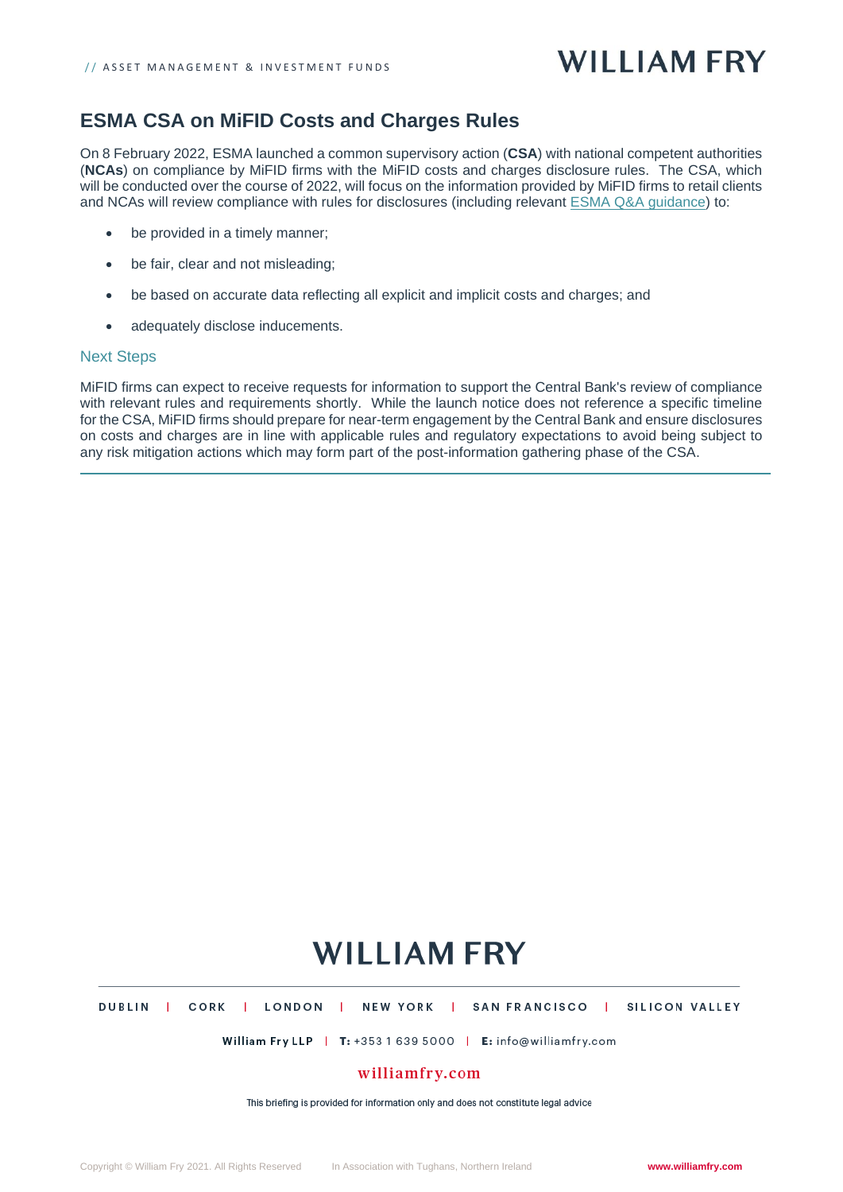## ESMA CSA on MiFID Costs and Charges Rules

On 8 February 2022, ESMA launched a common supervisory action (**CSA**) with national competent authorities (**NCAs**) on compliance by MiFID firms with the MiFID costs and charges disclosure rules. The CSA, which will be conducted over the course of 2022, will focus on the information provided by MiFID firms to retail clients and NCAs will review compliance with rules for disclosures (including relevant ESMA Q&A guidance) to:

- be provided in a timely manner;
- be fair, clear and not misleading;
- be based on accurate data reflecting all explicit and implicit costs and charges; and
- adequately disclose inducements.

### Next Steps

MiFID firms can expect to receive requests for information to support the Central Bank's review of compliance with relevant rules and requirements shortly. While the launch notice does not reference a specific timeline for the CSA, MiFID firms should prepare for near-term engagement by the Central Bank and ensure disclosures on costs and charges are in line with applicable rules and regulatory expectations to avoid being subject to any risk mitigation actions which may form part of the post-information gathering phase of the CSA.

WILLIAM FRY

DUBLIN | CORK | LONDON | NEW YORK | SAN FRANCISCO | SILICON VALLEY

**William Fry LLP** | **T:** +353 1 639 5000 | **E:** info@williamfry.com

williamfry.com

This briefing is provided for information only and does not constitute legal advice